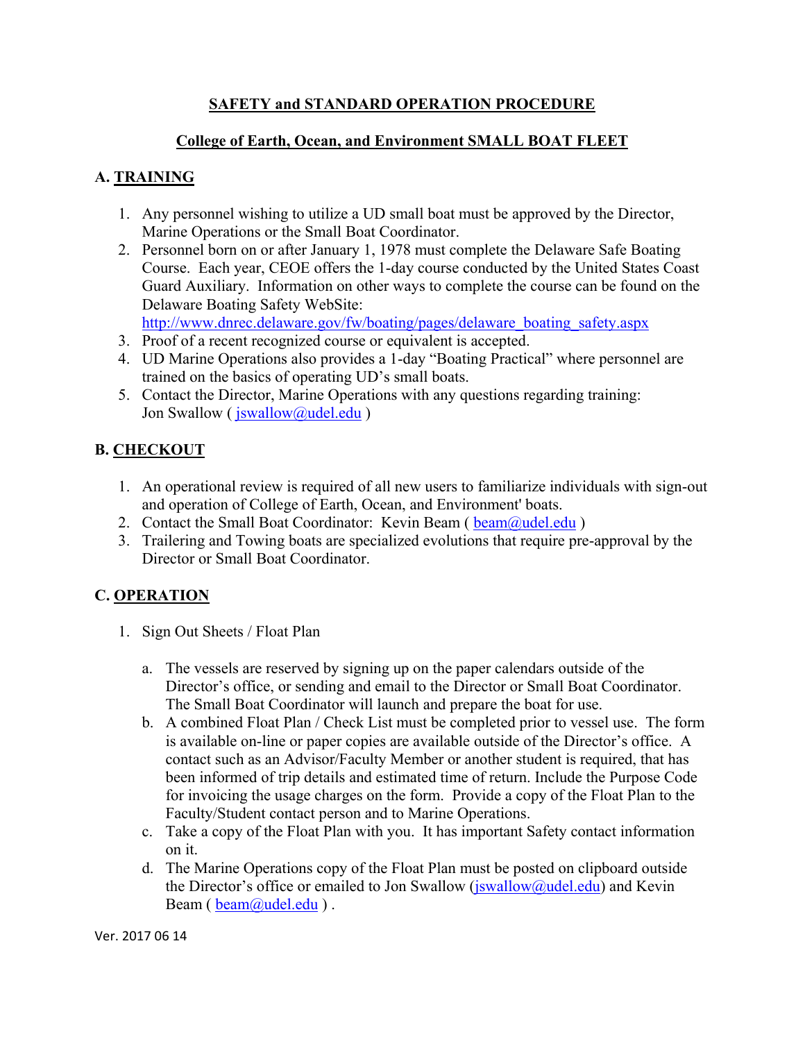# SAFETY and STANDARD OPERATION PROCEDURE

## College of Earth, Ocean, and Environment SMALL BOAT FLEET

### A. TRAINING

1. Any personnel wishing to utilize a UD small boat must be approved by the Director, Marine Operations or the Small Boat Coordinator.
2. Personnel born on or after January 1, 1978 must complete the Delaware Safe Boating Course. Each year, CEOE offers the 1-day course conducted by the United States Coast Guard Auxiliary. Information on other ways to complete the course can be found on the Delaware Boating Safety WebSite: http://www.dnrec.delaware.gov/fw/boating/pages/delaware_boating_safety.aspx
3. Proof of a recent recognized course or equivalent is accepted.
4. UD Marine Operations also provides a 1-day "Boating Practical" where personnel are trained on the basics of operating UD's small boats.
5. Contact the Director, Marine Operations with any questions regarding training: Jon Swallow ( jswallow@udel.edu )

### B. CHECKOUT

1. An operational review is required of all new users to familiarize individuals with sign-out and operation of College of Earth, Ocean, and Environment' boats.
2. Contact the Small Boat Coordinator: Kevin Beam ( beam@udel.edu )
3. Trailering and Towing boats are specialized evolutions that require pre-approval by the Director or Small Boat Coordinator.

### C. OPERATION

1. Sign Out Sheets / Float Plan

   a. The vessels are reserved by signing up on the paper calendars outside of the Director's office, or sending and email to the Director or Small Boat Coordinator. The Small Boat Coordinator will launch and prepare the boat for use.

   b. A combined Float Plan / Check List must be completed prior to vessel use. The form is available on-line or paper copies are available outside of the Director's office. A contact such as an Advisor/Faculty Member or another student is required, that has been informed of trip details and estimated time of return. Include the Purpose Code for invoicing the usage charges on the form. Provide a copy of the Float Plan to the Faculty/Student contact person and to Marine Operations.

   c. Take a copy of the Float Plan with you. It has important Safety contact information on it.

   d. The Marine Operations copy of the Float Plan must be posted on clipboard outside the Director's office or emailed to Jon Swallow (jswallow@udel.edu) and Kevin Beam ( beam@udel.edu ) .

Ver. 2017 06 14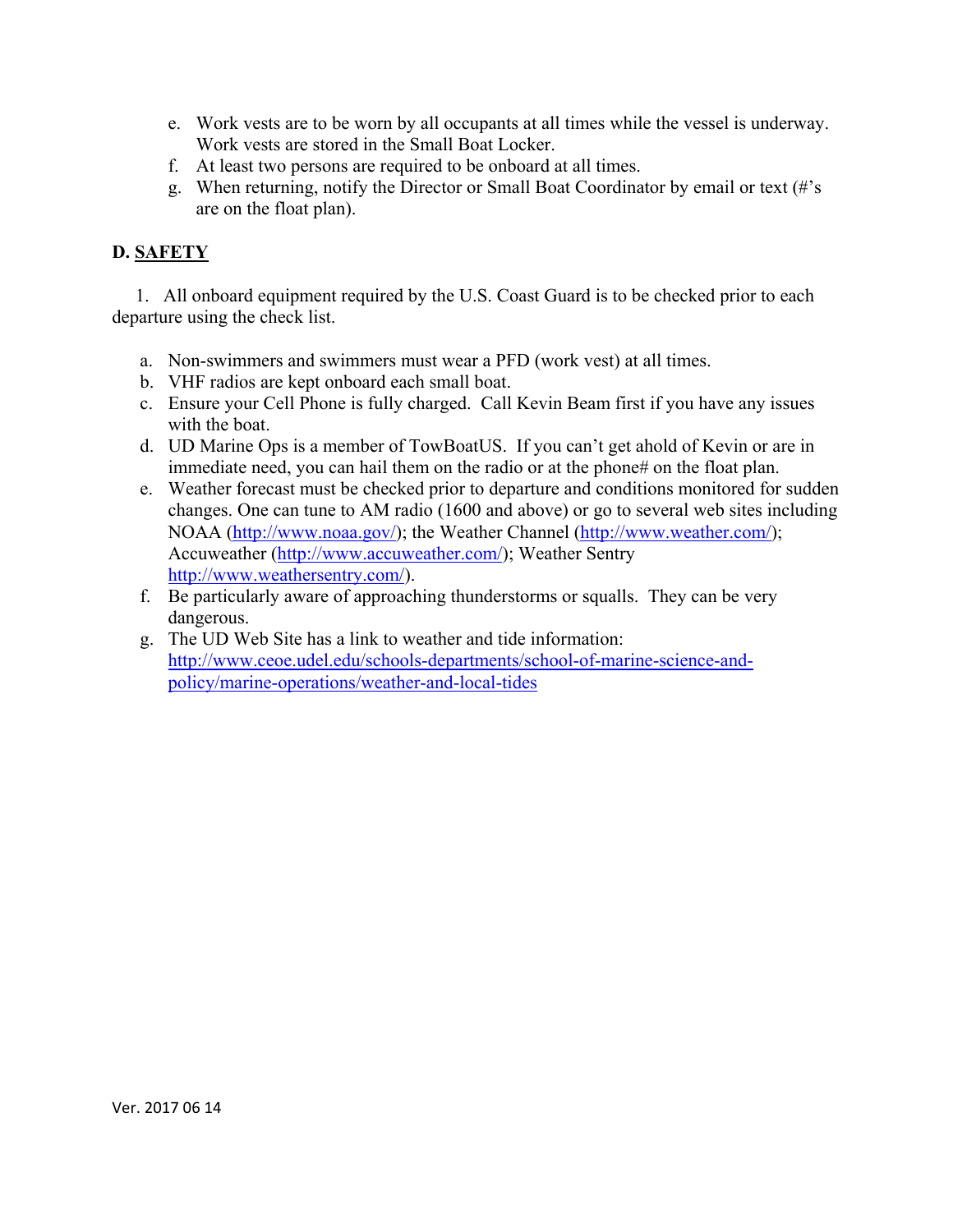e. Work vests are to be worn by all occupants at all times while the vessel is underway. Work vests are stored in the Small Boat Locker.
f. At least two persons are required to be onboard at all times.
g. When returning, notify the Director or Small Boat Coordinator by email or text (#'s are on the float plan).

## D. SAFETY

1. All onboard equipment required by the U.S. Coast Guard is to be checked prior to each departure using the check list.

a. Non-swimmers and swimmers must wear a PFD (work vest) at all times.
b. VHF radios are kept onboard each small boat.
c. Ensure your Cell Phone is fully charged. Call Kevin Beam first if you have any issues with the boat.
d. UD Marine Ops is a member of TowBoatUS. If you can't get ahold of Kevin or are in immediate need, you can hail them on the radio or at the phone# on the float plan.
e. Weather forecast must be checked prior to departure and conditions monitored for sudden changes. One can tune to AM radio (1600 and above) or go to several web sites including NOAA (http://www.noaa.gov/); the Weather Channel (http://www.weather.com/); Accuweather (http://www.accuweather.com/); Weather Sentry http://www.weathersentry.com/).
f. Be particularly aware of approaching thunderstorms or squalls. They can be very dangerous.
g. The UD Web Site has a link to weather and tide information: http://www.ceoe.udel.edu/schools-departments/school-of-marine-science-and-policy/marine-operations/weather-and-local-tides

Ver. 2017 06 14